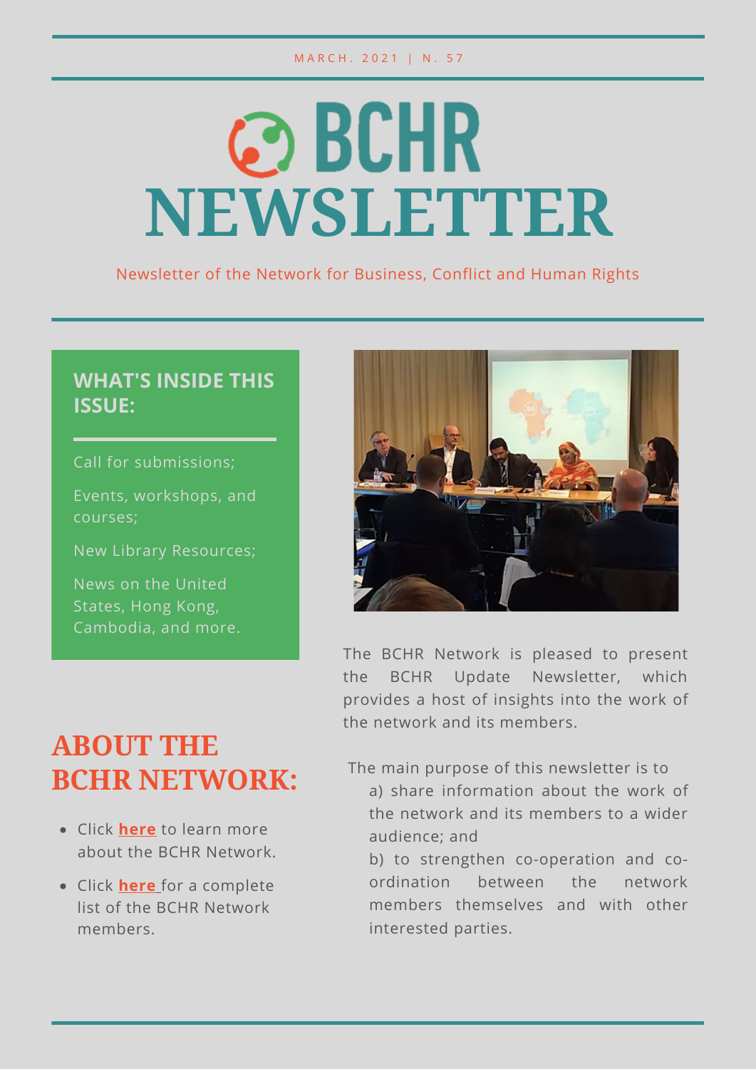MARCH. 2021 | N. 57

# BCHR NEWSLETTER

Newsletter of the Network for Business, Conflict and Human Rights

### WHAT'S INSIDE THIS ISSUE:

Call for submissions;

Events, workshops, and courses;

New Library Resources;

News on the United States, Hong Kong, Cambodia, and more.

The BCHR Network is pleased to present the BCHR Update Newsletter, which provides a host of insights into the work of the network and its members.

The main purpose of this newsletter is to

a) share information about the work of the network and its members to a wider audience; and

b) to strengthen co-operation and co-ordination between the network members themselves and with other interested parties.

## ABOUT THE BCHR NETWORK:

- Click **here** to learn more about the BCHR Network.
- Click **here** for a complete list of the BCHR Network members.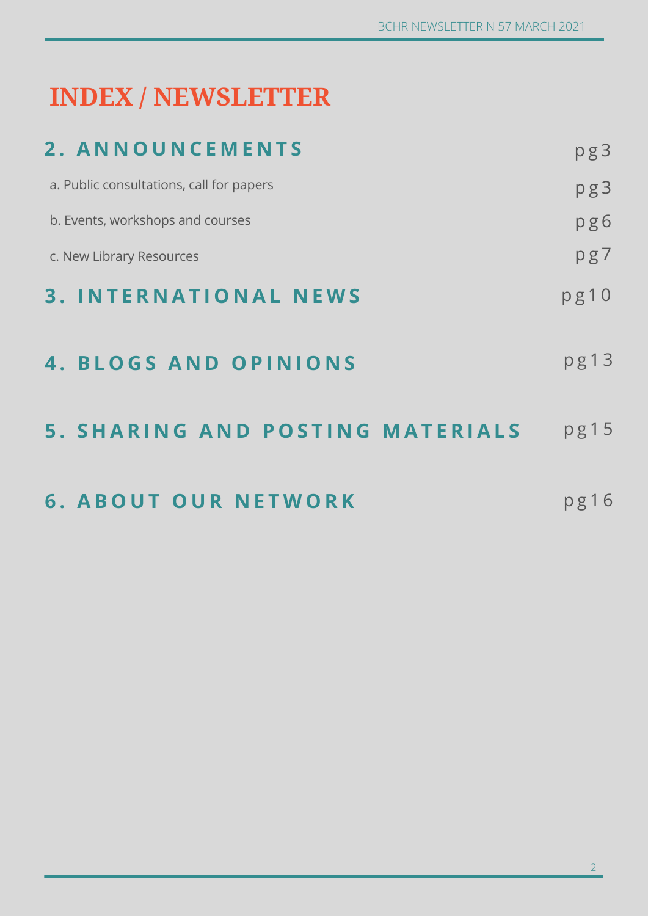# INDEX / NEWSLETTER

## 2. ANNOUNCEMENTS — pg3

- a. Public consultations, call for papers — pg3
- b. Events, workshops and courses — pg6
- c. New Library Resources — pg7

## 3. INTERNATIONAL NEWS — pg10

## 4. BLOGS AND OPINIONS — pg13

## 5. SHARING AND POSTING MATERIALS — pg15

## 6. ABOUT OUR NETWORK — pg16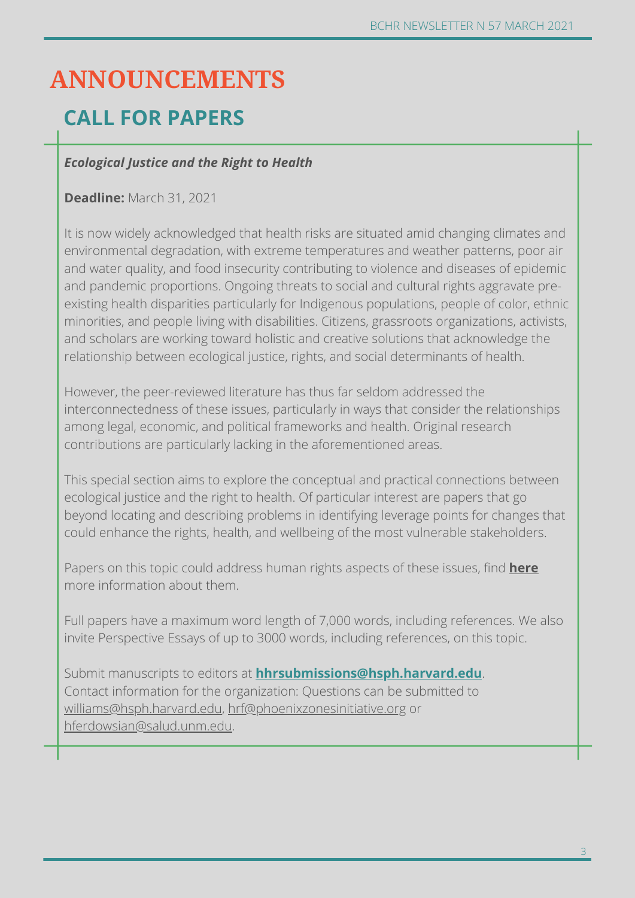# ANNOUNCEMENTS

## CALL FOR PAPERS

***Ecological Justice and the Right to Health***

**Deadline:** March 31, 2021

It is now widely acknowledged that health risks are situated amid changing climates and environmental degradation, with extreme temperatures and weather patterns, poor air and water quality, and food insecurity contributing to violence and diseases of epidemic and pandemic proportions. Ongoing threats to social and cultural rights aggravate pre-existing health disparities particularly for Indigenous populations, people of color, ethnic minorities, and people living with disabilities. Citizens, grassroots organizations, activists, and scholars are working toward holistic and creative solutions that acknowledge the relationship between ecological justice, rights, and social determinants of health.

However, the peer-reviewed literature has thus far seldom addressed the interconnectedness of these issues, particularly in ways that consider the relationships among legal, economic, and political frameworks and health. Original research contributions are particularly lacking in the aforementioned areas.

This special section aims to explore the conceptual and practical connections between ecological justice and the right to health. Of particular interest are papers that go beyond locating and describing problems in identifying leverage points for changes that could enhance the rights, health, and wellbeing of the most vulnerable stakeholders.

Papers on this topic could address human rights aspects of these issues, find **here** more information about them.

Full papers have a maximum word length of 7,000 words, including references. We also invite Perspective Essays of up to 3000 words, including references, on this topic.

Submit manuscripts to editors at **hhrsubmissions@hsph.harvard.edu**.
Contact information for the organization: Questions can be submitted to williams@hsph.harvard.edu, hrf@phoenixzonesinitiative.org or hferdowsian@salud.unm.edu.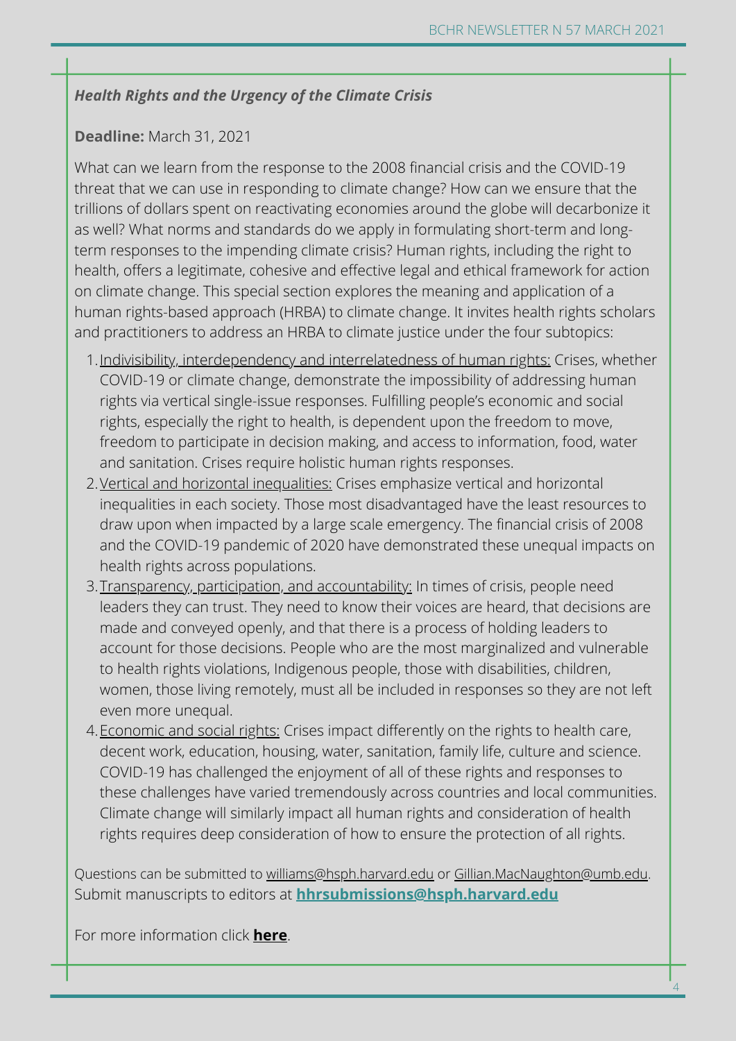***Health Rights and the Urgency of the Climate Crisis***

**Deadline:** March 31, 2021

What can we learn from the response to the 2008 financial crisis and the COVID-19 threat that we can use in responding to climate change? How can we ensure that the trillions of dollars spent on reactivating economies around the globe will decarbonize it as well? What norms and standards do we apply in formulating short-term and long-term responses to the impending climate crisis? Human rights, including the right to health, offers a legitimate, cohesive and effective legal and ethical framework for action on climate change. This special section explores the meaning and application of a human rights-based approach (HRBA) to climate change. It invites health rights scholars and practitioners to address an HRBA to climate justice under the four subtopics:

1. Indivisibility, interdependency and interrelatedness of human rights: Crises, whether COVID-19 or climate change, demonstrate the impossibility of addressing human rights via vertical single-issue responses. Fulfilling people's economic and social rights, especially the right to health, is dependent upon the freedom to move, freedom to participate in decision making, and access to information, food, water and sanitation. Crises require holistic human rights responses.
2. Vertical and horizontal inequalities: Crises emphasize vertical and horizontal inequalities in each society. Those most disadvantaged have the least resources to draw upon when impacted by a large scale emergency. The financial crisis of 2008 and the COVID-19 pandemic of 2020 have demonstrated these unequal impacts on health rights across populations.
3. Transparency, participation, and accountability: In times of crisis, people need leaders they can trust. They need to know their voices are heard, that decisions are made and conveyed openly, and that there is a process of holding leaders to account for those decisions. People who are the most marginalized and vulnerable to health rights violations, Indigenous people, those with disabilities, children, women, those living remotely, must all be included in responses so they are not left even more unequal.
4. Economic and social rights: Crises impact differently on the rights to health care, decent work, education, housing, water, sanitation, family life, culture and science. COVID-19 has challenged the enjoyment of all of these rights and responses to these challenges have varied tremendously across countries and local communities. Climate change will similarly impact all human rights and consideration of health rights requires deep consideration of how to ensure the protection of all rights.

Questions can be submitted to williams@hsph.harvard.edu or Gillian.MacNaughton@umb.edu. Submit manuscripts to editors at **hhrsubmissions@hsph.harvard.edu**

For more information click **here**.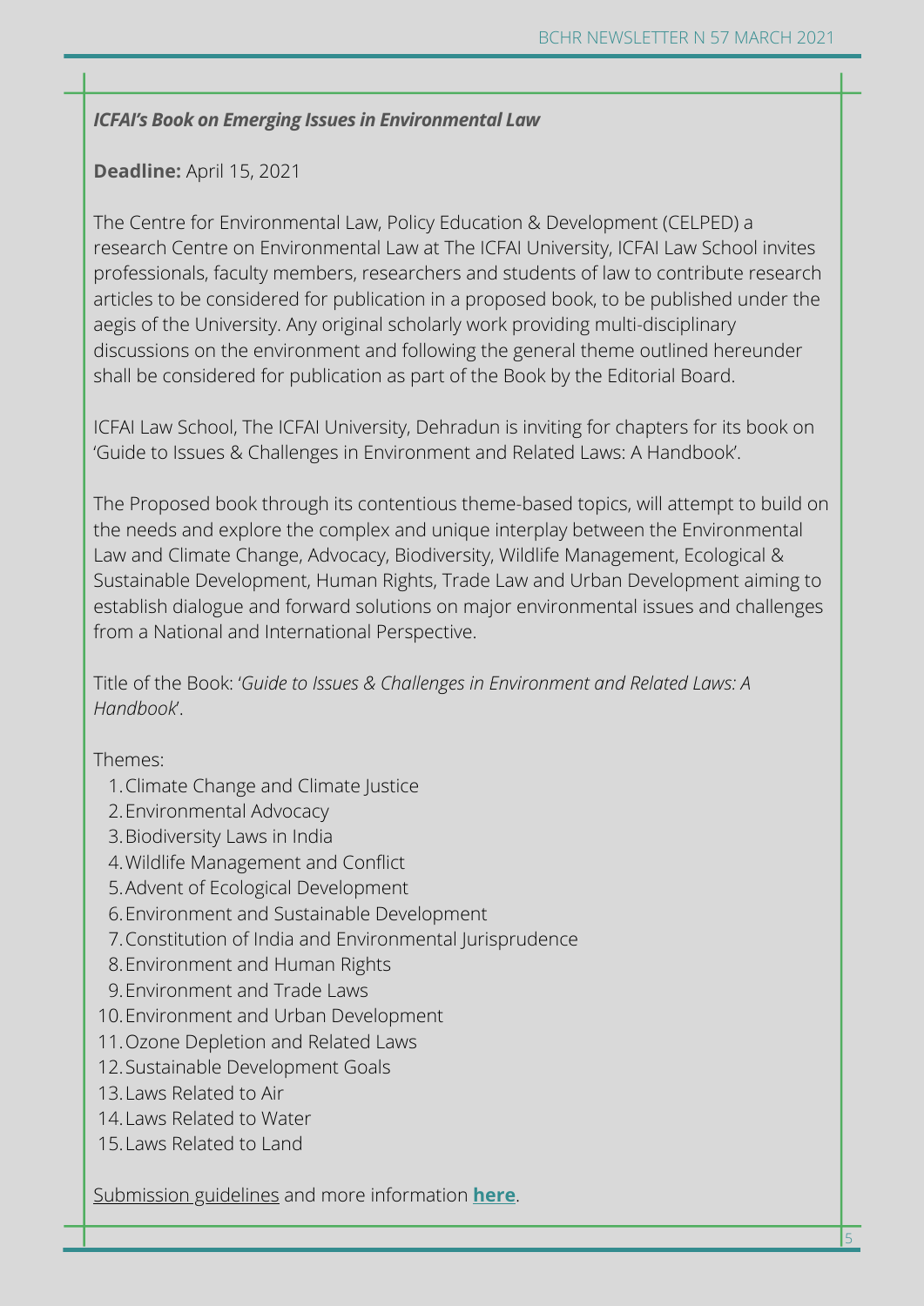***ICFAI's Book on Emerging Issues in Environmental Law***

**Deadline:** April 15, 2021

The Centre for Environmental Law, Policy Education & Development (CELPED) a research Centre on Environmental Law at The ICFAI University, ICFAI Law School invites professionals, faculty members, researchers and students of law to contribute research articles to be considered for publication in a proposed book, to be published under the aegis of the University. Any original scholarly work providing multi-disciplinary discussions on the environment and following the general theme outlined hereunder shall be considered for publication as part of the Book by the Editorial Board.

ICFAI Law School, The ICFAI University, Dehradun is inviting for chapters for its book on 'Guide to Issues & Challenges in Environment and Related Laws: A Handbook'.

The Proposed book through its contentious theme-based topics, will attempt to build on the needs and explore the complex and unique interplay between the Environmental Law and Climate Change, Advocacy, Biodiversity, Wildlife Management, Ecological & Sustainable Development, Human Rights, Trade Law and Urban Development aiming to establish dialogue and forward solutions on major environmental issues and challenges from a National and International Perspective.

Title of the Book: '*Guide to Issues & Challenges in Environment and Related Laws: A Handbook*'.

Themes:

1. Climate Change and Climate Justice
2. Environmental Advocacy
3. Biodiversity Laws in India
4. Wildlife Management and Conflict
5. Advent of Ecological Development
6. Environment and Sustainable Development
7. Constitution of India and Environmental Jurisprudence
8. Environment and Human Rights
9. Environment and Trade Laws
10. Environment and Urban Development
11. Ozone Depletion and Related Laws
12. Sustainable Development Goals
13. Laws Related to Air
14. Laws Related to Water
15. Laws Related to Land

Submission guidelines and more information **here**.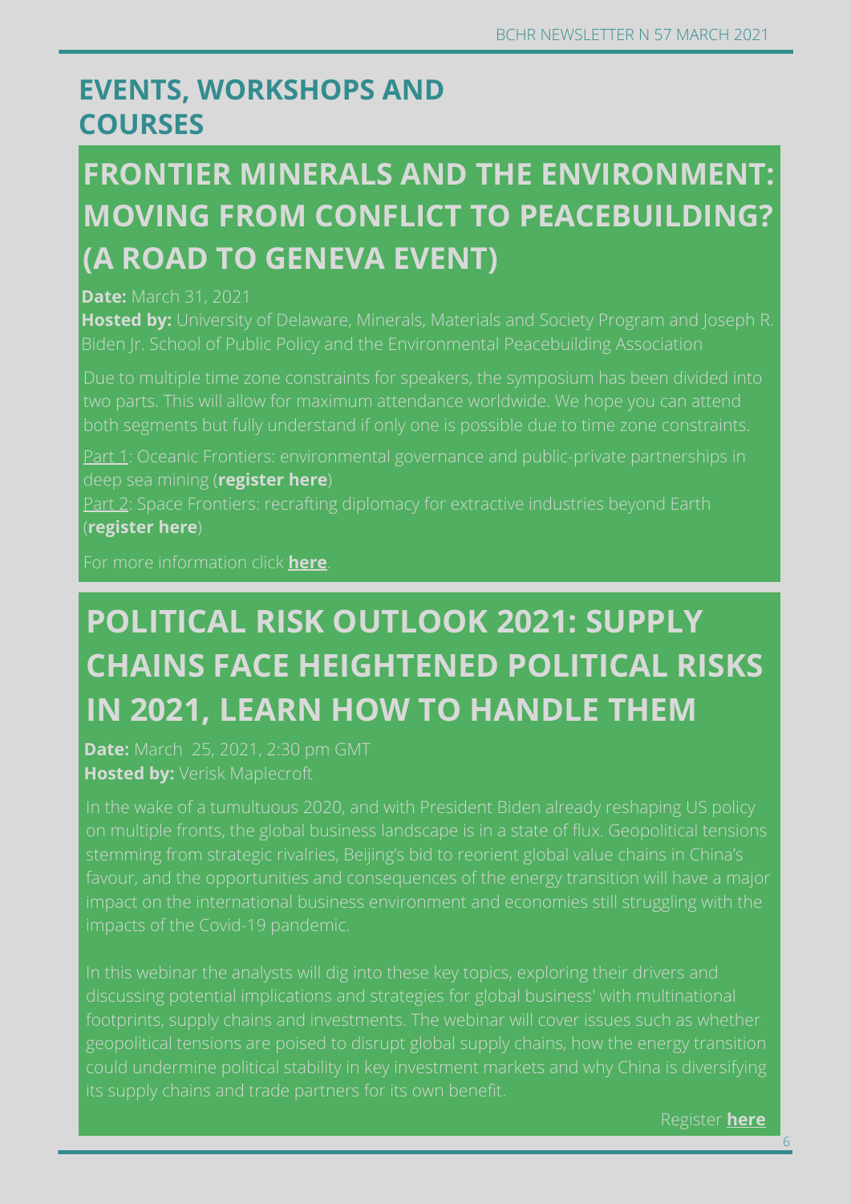## EVENTS, WORKSHOPS AND COURSES

### FRONTIER MINERALS AND THE ENVIRONMENT: MOVING FROM CONFLICT TO PEACEBUILDING? (A ROAD TO GENEVA EVENT)

**Date:** March 31, 2021
**Hosted by:** University of Delaware, Minerals, Materials and Society Program and Joseph R. Biden Jr. School of Public Policy and the Environmental Peacebuilding Association

Due to multiple time zone constraints for speakers, the symposium has been divided into two parts. This will allow for maximum attendance worldwide. We hope you can attend both segments but fully understand if only one is possible due to time zone constraints.

Part 1: Oceanic Frontiers: environmental governance and public-private partnerships in deep sea mining (**register here**)
Part 2: Space Frontiers: recrafting diplomacy for extractive industries beyond Earth (**register here**)

For more information click **here**.

### POLITICAL RISK OUTLOOK 2021: SUPPLY CHAINS FACE HEIGHTENED POLITICAL RISKS IN 2021, LEARN HOW TO HANDLE THEM

**Date:** March 25, 2021, 2:30 pm GMT
**Hosted by:** Verisk Maplecroft

In the wake of a tumultuous 2020, and with President Biden already reshaping US policy on multiple fronts, the global business landscape is in a state of flux. Geopolitical tensions stemming from strategic rivalries, Beijing's bid to reorient global value chains in China's favour, and the opportunities and consequences of the energy transition will have a major impact on the international business environment and economies still struggling with the impacts of the Covid-19 pandemic.

In this webinar the analysts will dig into these key topics, exploring their drivers and discussing potential implications and strategies for global business' with multinational footprints, supply chains and investments. The webinar will cover issues such as whether geopolitical tensions are poised to disrupt global supply chains, how the energy transition could undermine political stability in key investment markets and why China is diversifying its supply chains and trade partners for its own benefit.

Register **here**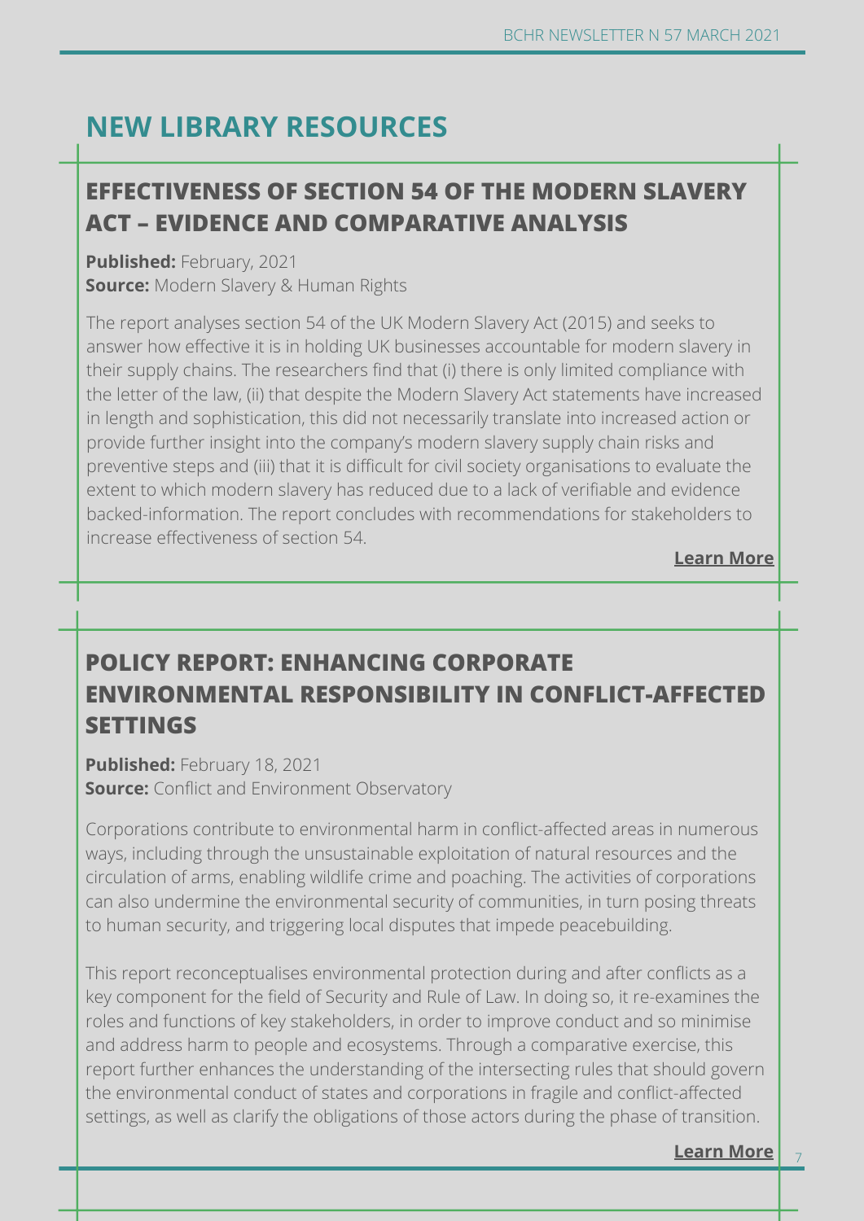# NEW LIBRARY RESOURCES

## EFFECTIVENESS OF SECTION 54 OF THE MODERN SLAVERY ACT – EVIDENCE AND COMPARATIVE ANALYSIS

**Published:** February, 2021
**Source:** Modern Slavery & Human Rights

The report analyses section 54 of the UK Modern Slavery Act (2015) and seeks to answer how effective it is in holding UK businesses accountable for modern slavery in their supply chains. The researchers find that (i) there is only limited compliance with the letter of the law, (ii) that despite the Modern Slavery Act statements have increased in length and sophistication, this did not necessarily translate into increased action or provide further insight into the company's modern slavery supply chain risks and preventive steps and (iii) that it is difficult for civil society organisations to evaluate the extent to which modern slavery has reduced due to a lack of verifiable and evidence backed-information. The report concludes with recommendations for stakeholders to increase effectiveness of section 54.

**Learn More**

## POLICY REPORT: ENHANCING CORPORATE ENVIRONMENTAL RESPONSIBILITY IN CONFLICT-AFFECTED SETTINGS

**Published:** February 18, 2021
**Source:** Conflict and Environment Observatory

Corporations contribute to environmental harm in conflict-affected areas in numerous ways, including through the unsustainable exploitation of natural resources and the circulation of arms, enabling wildlife crime and poaching. The activities of corporations can also undermine the environmental security of communities, in turn posing threats to human security, and triggering local disputes that impede peacebuilding.

This report reconceptualises environmental protection during and after conflicts as a key component for the field of Security and Rule of Law. In doing so, it re-examines the roles and functions of key stakeholders, in order to improve conduct and so minimise and address harm to people and ecosystems. Through a comparative exercise, this report further enhances the understanding of the intersecting rules that should govern the environmental conduct of states and corporations in fragile and conflict-affected settings, as well as clarify the obligations of those actors during the phase of transition.

**Learn More**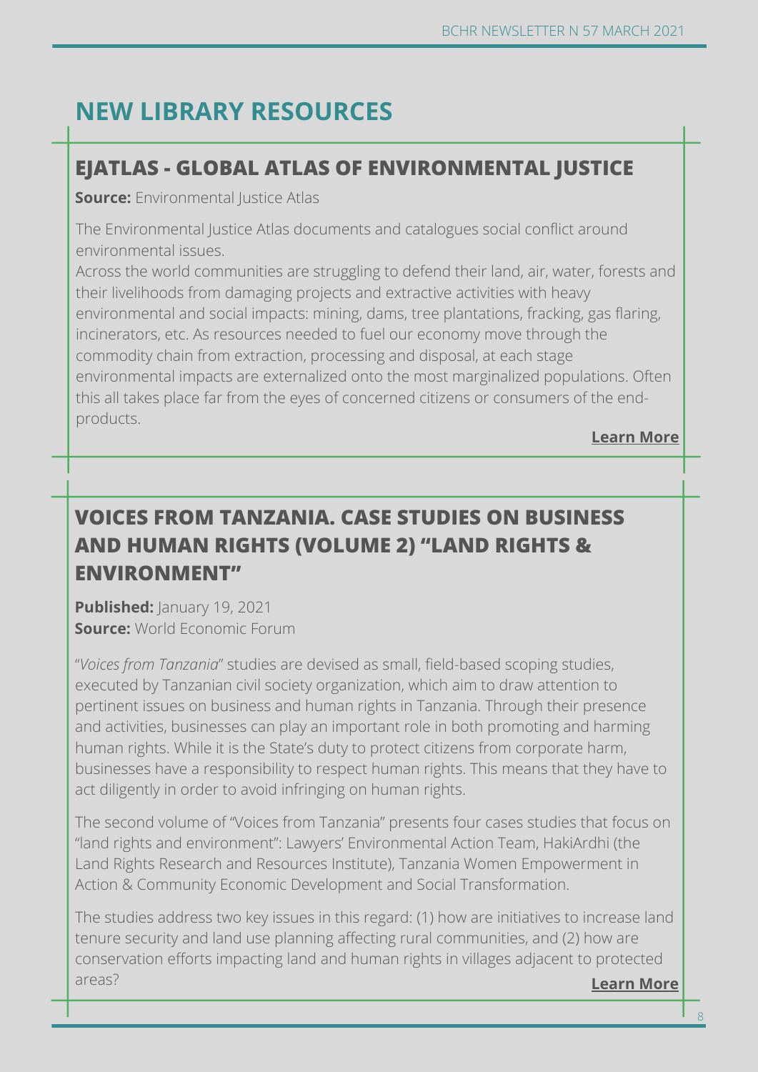# NEW LIBRARY RESOURCES

## EJATLAS - GLOBAL ATLAS OF ENVIRONMENTAL JUSTICE

**Source:** Environmental Justice Atlas

The Environmental Justice Atlas documents and catalogues social conflict around environmental issues.
Across the world communities are struggling to defend their land, air, water, forests and their livelihoods from damaging projects and extractive activities with heavy environmental and social impacts: mining, dams, tree plantations, fracking, gas flaring, incinerators, etc. As resources needed to fuel our economy move through the commodity chain from extraction, processing and disposal, at each stage environmental impacts are externalized onto the most marginalized populations. Often this all takes place far from the eyes of concerned citizens or consumers of the end-products.

**Learn More**

## VOICES FROM TANZANIA. CASE STUDIES ON BUSINESS AND HUMAN RIGHTS (VOLUME 2) "LAND RIGHTS & ENVIRONMENT"

**Published:** January 19, 2021
**Source:** World Economic Forum

"*Voices from Tanzania*" studies are devised as small, field-based scoping studies, executed by Tanzanian civil society organization, which aim to draw attention to pertinent issues on business and human rights in Tanzania. Through their presence and activities, businesses can play an important role in both promoting and harming human rights. While it is the State's duty to protect citizens from corporate harm, businesses have a responsibility to respect human rights. This means that they have to act diligently in order to avoid infringing on human rights.

The second volume of "Voices from Tanzania" presents four cases studies that focus on "land rights and environment": Lawyers' Environmental Action Team, HakiArdhi (the Land Rights Research and Resources Institute), Tanzania Women Empowerment in Action & Community Economic Development and Social Transformation.

The studies address two key issues in this regard: (1) how are initiatives to increase land tenure security and land use planning affecting rural communities, and (2) how are conservation efforts impacting land and human rights in villages adjacent to protected areas?

**Learn More**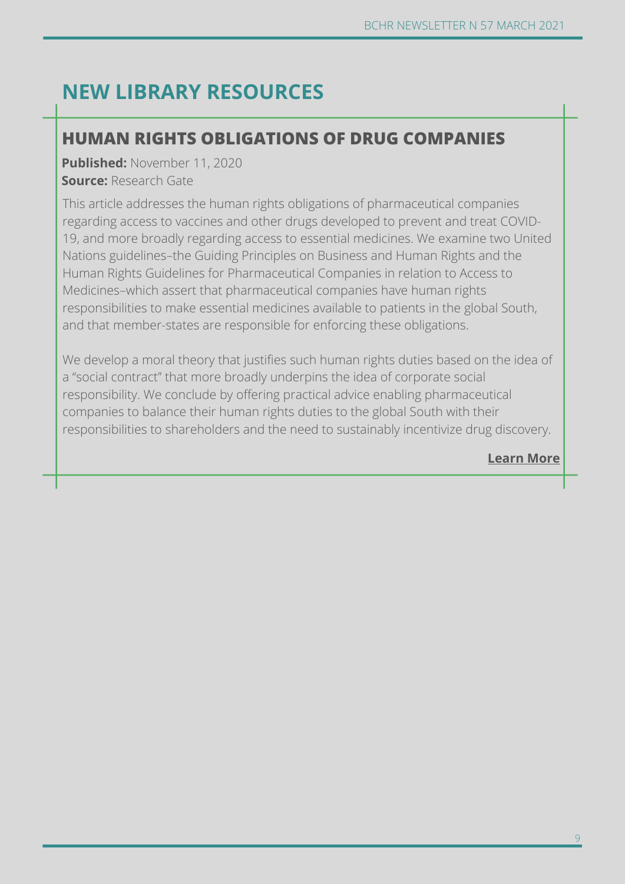# NEW LIBRARY RESOURCES

## HUMAN RIGHTS OBLIGATIONS OF DRUG COMPANIES

**Published:** November 11, 2020
**Source:** Research Gate

This article addresses the human rights obligations of pharmaceutical companies regarding access to vaccines and other drugs developed to prevent and treat COVID-19, and more broadly regarding access to essential medicines. We examine two United Nations guidelines–the Guiding Principles on Business and Human Rights and the Human Rights Guidelines for Pharmaceutical Companies in relation to Access to Medicines–which assert that pharmaceutical companies have human rights responsibilities to make essential medicines available to patients in the global South, and that member-states are responsible for enforcing these obligations.

We develop a moral theory that justifies such human rights duties based on the idea of a "social contract" that more broadly underpins the idea of corporate social responsibility. We conclude by offering practical advice enabling pharmaceutical companies to balance their human rights duties to the global South with their responsibilities to shareholders and the need to sustainably incentivize drug discovery.

**Learn More**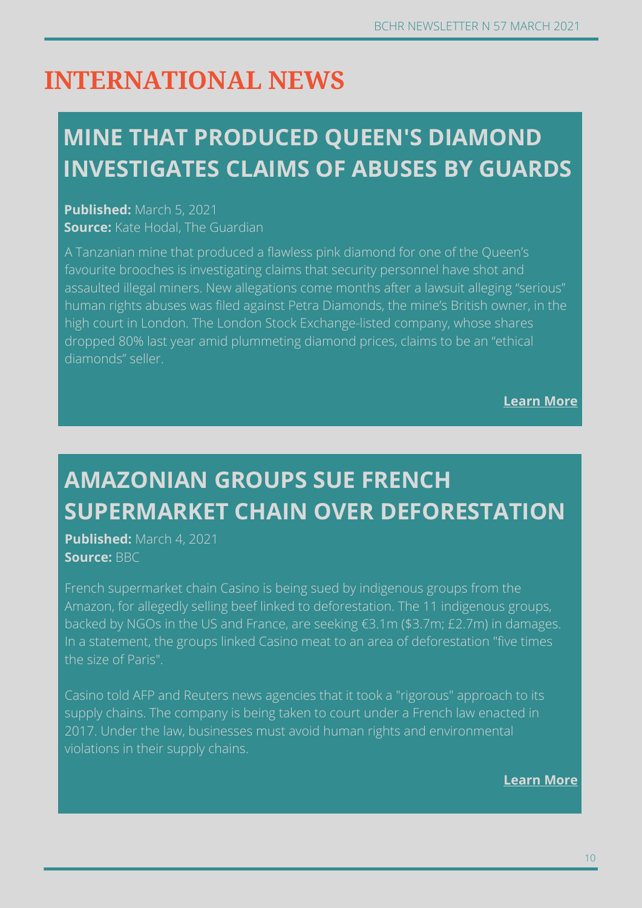# INTERNATIONAL NEWS

## MINE THAT PRODUCED QUEEN'S DIAMOND INVESTIGATES CLAIMS OF ABUSES BY GUARDS

**Published:** March 5, 2021
**Source:** Kate Hodal, The Guardian

A Tanzanian mine that produced a flawless pink diamond for one of the Queen's favourite brooches is investigating claims that security personnel have shot and assaulted illegal miners. New allegations come months after a lawsuit alleging "serious" human rights abuses was filed against Petra Diamonds, the mine's British owner, in the high court in London. The London Stock Exchange-listed company, whose shares dropped 80% last year amid plummeting diamond prices, claims to be an "ethical diamonds" seller.

**Learn More**

## AMAZONIAN GROUPS SUE FRENCH SUPERMARKET CHAIN OVER DEFORESTATION

**Published:** March 4, 2021
**Source:** BBC

French supermarket chain Casino is being sued by indigenous groups from the Amazon, for allegedly selling beef linked to deforestation. The 11 indigenous groups, backed by NGOs in the US and France, are seeking €3.1m ($3.7m; £2.7m) in damages. In a statement, the groups linked Casino meat to an area of deforestation "five times the size of Paris".

Casino told AFP and Reuters news agencies that it took a "rigorous" approach to its supply chains. The company is being taken to court under a French law enacted in 2017. Under the law, businesses must avoid human rights and environmental violations in their supply chains.

**Learn More**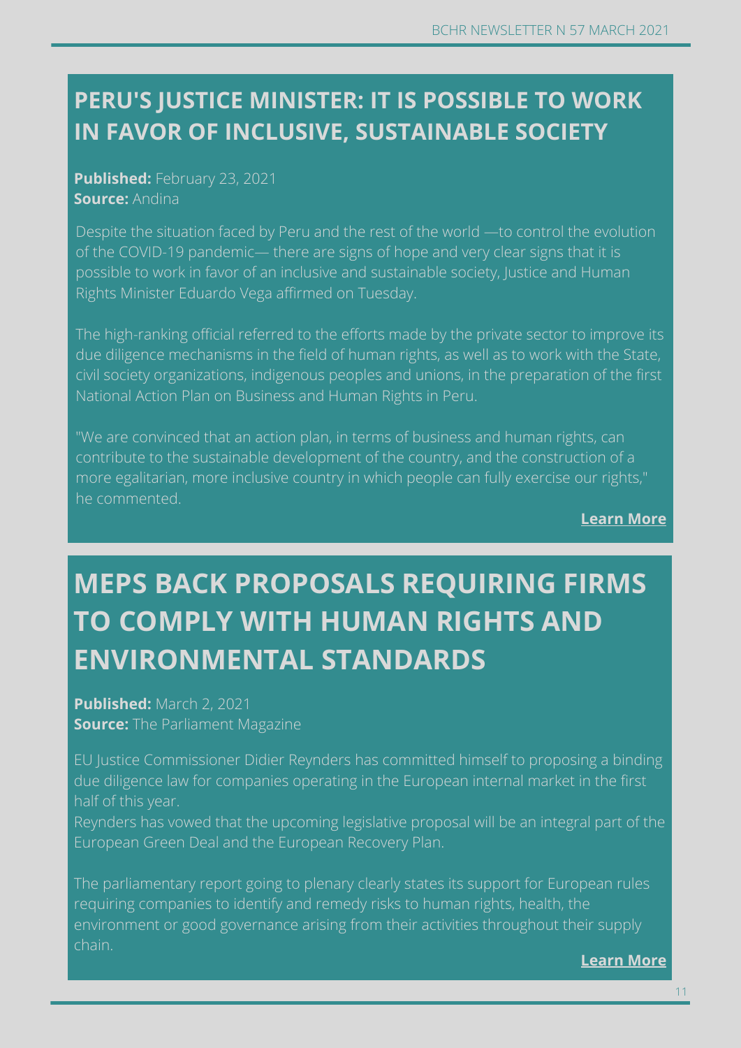## PERU'S JUSTICE MINISTER: IT IS POSSIBLE TO WORK IN FAVOR OF INCLUSIVE, SUSTAINABLE SOCIETY

**Published:** February 23, 2021
**Source:** Andina

Despite the situation faced by Peru and the rest of the world —to control the evolution of the COVID-19 pandemic— there are signs of hope and very clear signs that it is possible to work in favor of an inclusive and sustainable society, Justice and Human Rights Minister Eduardo Vega affirmed on Tuesday.

The high-ranking official referred to the efforts made by the private sector to improve its due diligence mechanisms in the field of human rights, as well as to work with the State, civil society organizations, indigenous peoples and unions, in the preparation of the first National Action Plan on Business and Human Rights in Peru.

"We are convinced that an action plan, in terms of business and human rights, can contribute to the sustainable development of the country, and the construction of a more egalitarian, more inclusive country in which people can fully exercise our rights," he commented.

**Learn More**

## MEPS BACK PROPOSALS REQUIRING FIRMS TO COMPLY WITH HUMAN RIGHTS AND ENVIRONMENTAL STANDARDS

**Published:** March 2, 2021
**Source:** The Parliament Magazine

EU Justice Commissioner Didier Reynders has committed himself to proposing a binding due diligence law for companies operating in the European internal market in the first half of this year.
Reynders has vowed that the upcoming legislative proposal will be an integral part of the European Green Deal and the European Recovery Plan.

The parliamentary report going to plenary clearly states its support for European rules requiring companies to identify and remedy risks to human rights, health, the environment or good governance arising from their activities throughout their supply chain.

**Learn More**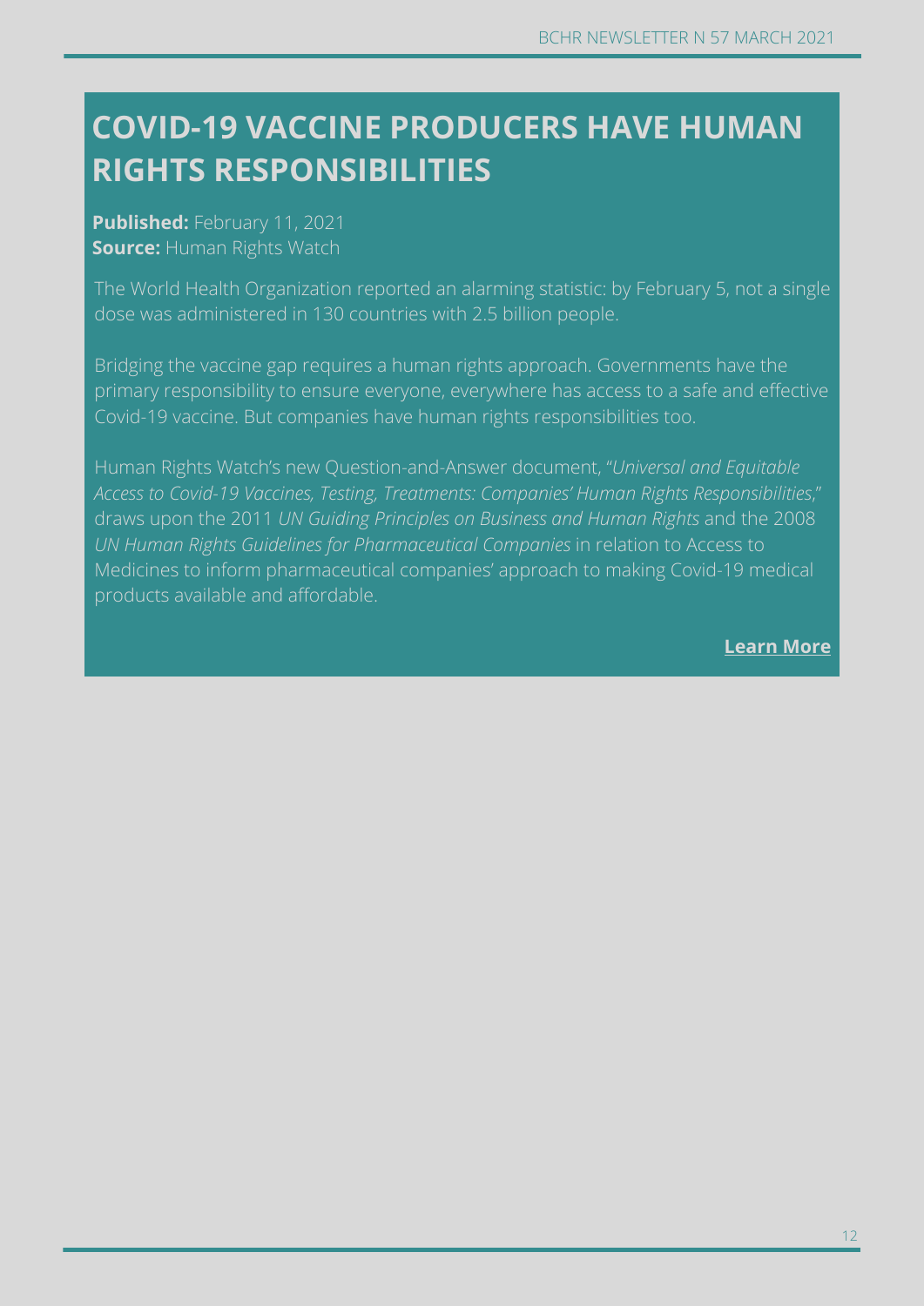# COVID-19 VACCINE PRODUCERS HAVE HUMAN RIGHTS RESPONSIBILITIES

**Published:** February 11, 2021
**Source:** Human Rights Watch

The World Health Organization reported an alarming statistic: by February 5, not a single dose was administered in 130 countries with 2.5 billion people.

Bridging the vaccine gap requires a human rights approach. Governments have the primary responsibility to ensure everyone, everywhere has access to a safe and effective Covid-19 vaccine. But companies have human rights responsibilities too.

Human Rights Watch's new Question-and-Answer document, "*Universal and Equitable Access to Covid-19 Vaccines, Testing, Treatments: Companies' Human Rights Responsibilities*," draws upon the 2011 *UN Guiding Principles on Business and Human Rights* and the 2008 *UN Human Rights Guidelines for Pharmaceutical Companies* in relation to Access to Medicines to inform pharmaceutical companies' approach to making Covid-19 medical products available and affordable.

**Learn More**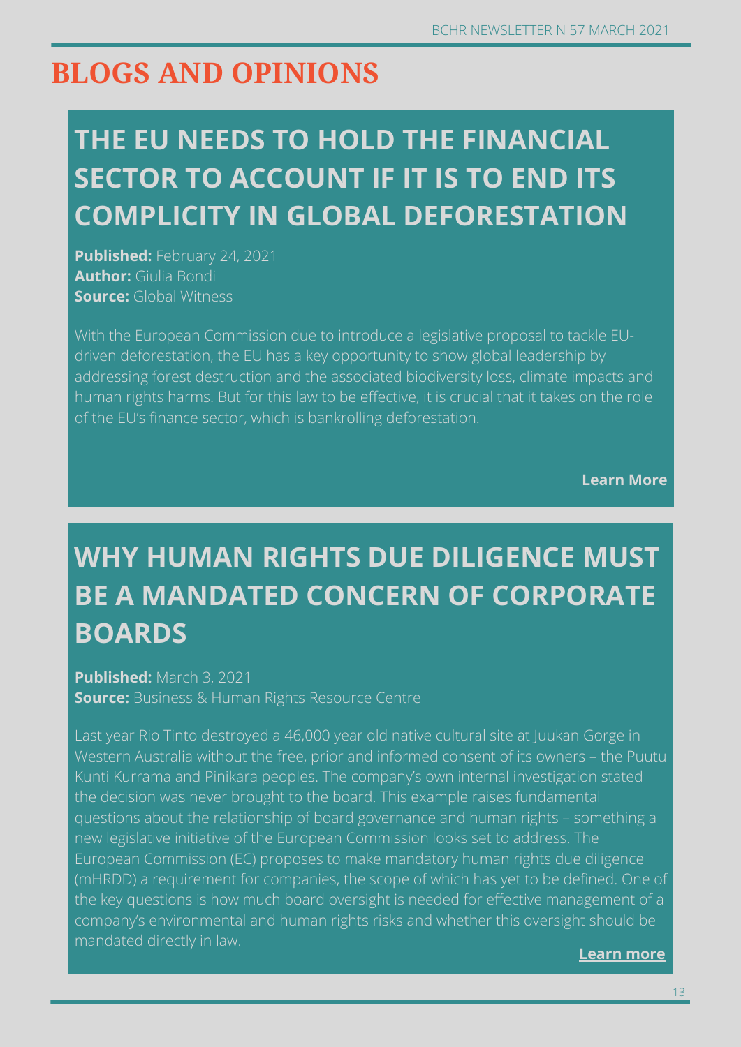# BLOGS AND OPINIONS

## THE EU NEEDS TO HOLD THE FINANCIAL SECTOR TO ACCOUNT IF IT IS TO END ITS COMPLICITY IN GLOBAL DEFORESTATION

**Published:** February 24, 2021
**Author:** Giulia Bondi
**Source:** Global Witness

With the European Commission due to introduce a legislative proposal to tackle EU-driven deforestation, the EU has a key opportunity to show global leadership by addressing forest destruction and the associated biodiversity loss, climate impacts and human rights harms. But for this law to be effective, it is crucial that it takes on the role of the EU's finance sector, which is bankrolling deforestation.

**Learn More**

## WHY HUMAN RIGHTS DUE DILIGENCE MUST BE A MANDATED CONCERN OF CORPORATE BOARDS

**Published:** March 3, 2021
**Source:** Business & Human Rights Resource Centre

Last year Rio Tinto destroyed a 46,000 year old native cultural site at Juukan Gorge in Western Australia without the free, prior and informed consent of its owners – the Puutu Kunti Kurrama and Pinikara peoples. The company's own internal investigation stated the decision was never brought to the board. This example raises fundamental questions about the relationship of board governance and human rights – something a new legislative initiative of the European Commission looks set to address. The European Commission (EC) proposes to make mandatory human rights due diligence (mHRDD) a requirement for companies, the scope of which has yet to be defined. One of the key questions is how much board oversight is needed for effective management of a company's environmental and human rights risks and whether this oversight should be mandated directly in law.

**Learn more**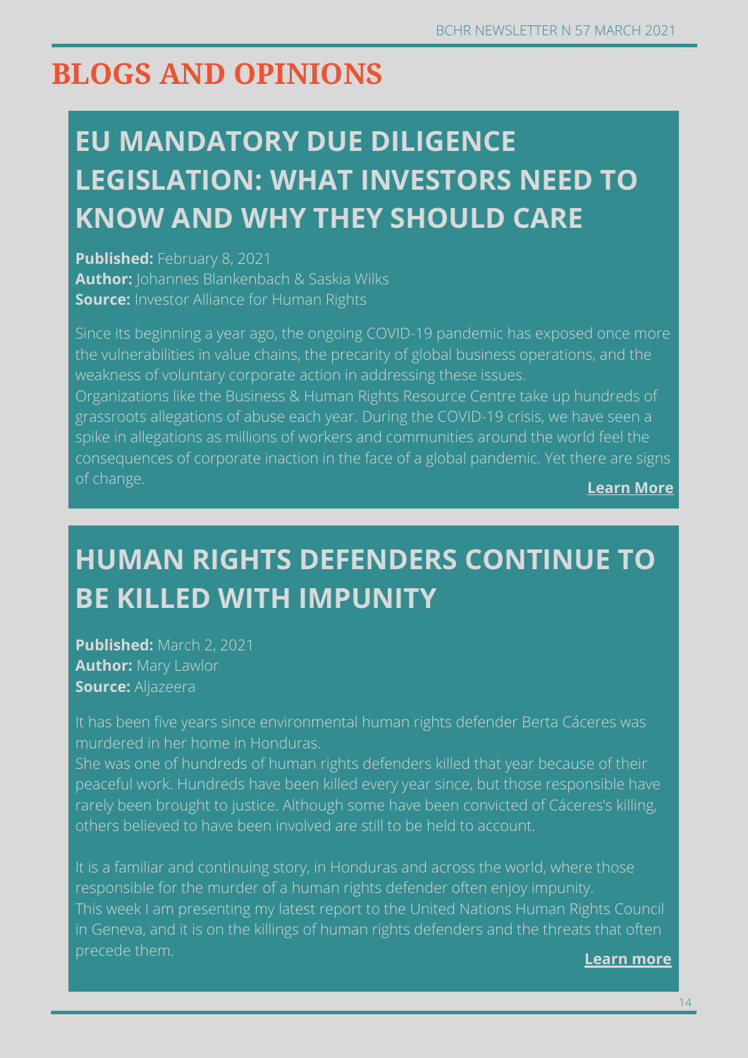# BLOGS AND OPINIONS

## EU MANDATORY DUE DILIGENCE LEGISLATION: WHAT INVESTORS NEED TO KNOW AND WHY THEY SHOULD CARE

**Published:** February 8, 2021
**Author:** Johannes Blankenbach & Saskia Wilks
**Source:** Investor Alliance for Human Rights

Since its beginning a year ago, the ongoing COVID-19 pandemic has exposed once more the vulnerabilities in value chains, the precarity of global business operations, and the weakness of voluntary corporate action in addressing these issues.
Organizations like the Business & Human Rights Resource Centre take up hundreds of grassroots allegations of abuse each year. During the COVID-19 crisis, we have seen a spike in allegations as millions of workers and communities around the world feel the consequences of corporate inaction in the face of a global pandemic. Yet there are signs of change.

**Learn More**

## HUMAN RIGHTS DEFENDERS CONTINUE TO BE KILLED WITH IMPUNITY

**Published:** March 2, 2021
**Author:** Mary Lawlor
**Source:** Aljazeera

It has been five years since environmental human rights defender Berta Cáceres was murdered in her home in Honduras.
She was one of hundreds of human rights defenders killed that year because of their peaceful work. Hundreds have been killed every year since, but those responsible have rarely been brought to justice. Although some have been convicted of Cáceres's killing, others believed to have been involved are still to be held to account.

It is a familiar and continuing story, in Honduras and across the world, where those responsible for the murder of a human rights defender often enjoy impunity.
This week I am presenting my latest report to the United Nations Human Rights Council in Geneva, and it is on the killings of human rights defenders and the threats that often precede them.

**Learn more**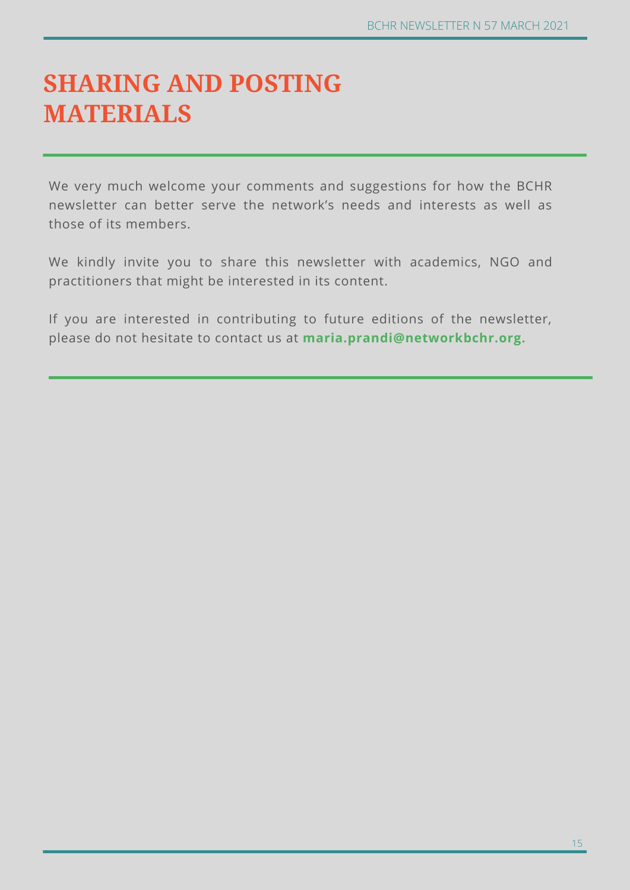# SHARING AND POSTING MATERIALS

We very much welcome your comments and suggestions for how the BCHR newsletter can better serve the network's needs and interests as well as those of its members.

We kindly invite you to share this newsletter with academics, NGO and practitioners that might be interested in its content.

If you are interested in contributing to future editions of the newsletter, please do not hesitate to contact us at **maria.prandi@networkbchr.org.**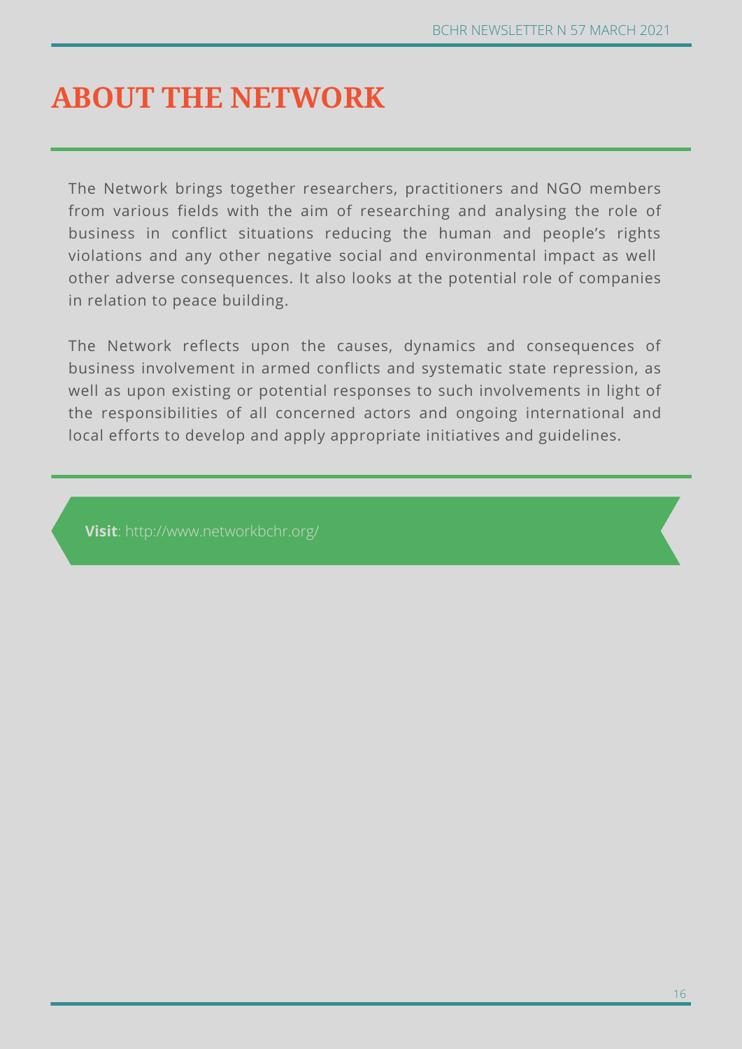# ABOUT THE NETWORK

The Network brings together researchers, practitioners and NGO members from various fields with the aim of researching and analysing the role of business in conflict situations reducing the human and people's rights violations and any other negative social and environmental impact as well other adverse consequences. It also looks at the potential role of companies in relation to peace building.

The Network reflects upon the causes, dynamics and consequences of business involvement in armed conflicts and systematic state repression, as well as upon existing or potential responses to such involvements in light of the responsibilities of all concerned actors and ongoing international and local efforts to develop and apply appropriate initiatives and guidelines.

**Visit**: http://www.networkbchr.org/